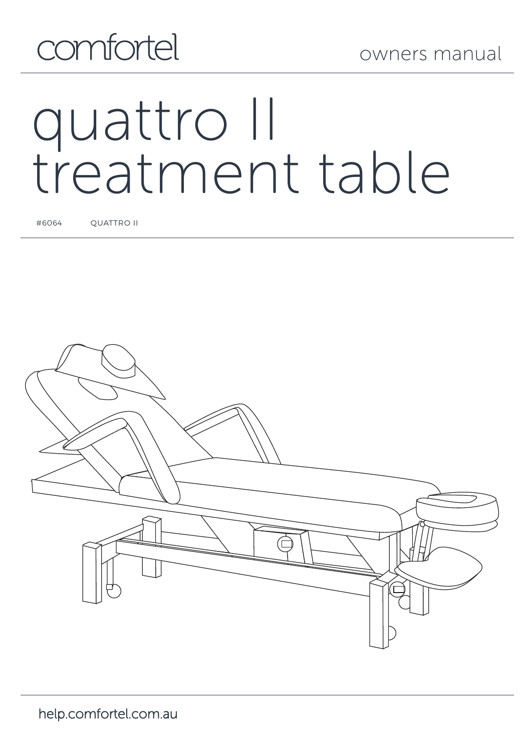comfortel

owners manual

# quattro II treatment table

#6064 QUATTRO II

help.comfortel.com.au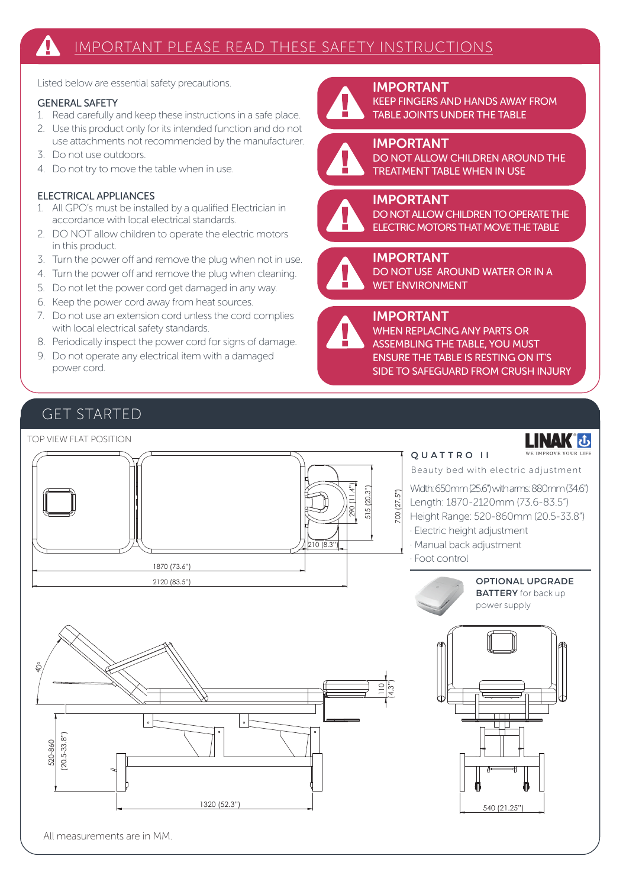# IMPORTANT PLEASE READ THESE SAFETY INSTRUCTIONS

Listed below are essential safety precautions.

### GENERAL SAFETY

1. Read carefully and keep these instructions in a safe place.
2. Use this product only for its intended function and do not use attachments not recommended by the manufacturer.
3. Do not use outdoors.
4. Do not try to move the table when in use.

### ELECTRICAL APPLIANCES

1. All GPO's must be installed by a qualified Electrician in accordance with local electrical standards.
2. DO NOT allow children to operate the electric motors in this product.
3. Turn the power off and remove the plug when not in use.
4. Turn the power off and remove the plug when cleaning.
5. Do not let the power cord get damaged in any way.
6. Keep the power cord away from heat sources.
7. Do not use an extension cord unless the cord complies with local electrical safety standards.
8. Periodically inspect the power cord for signs of damage.
9. Do not operate any electrical item with a damaged power cord.

**IMPORTANT**
KEEP FINGERS AND HANDS AWAY FROM TABLE JOINTS UNDER THE TABLE

**IMPORTANT**
DO NOT ALLOW CHILDREN AROUND THE TREATMENT TABLE WHEN IN USE

**IMPORTANT**
DO NOT ALLOW CHILDREN TO OPERATE THE ELECTRIC MOTORS THAT MOVE THE TABLE

**IMPORTANT**
DO NOT USE AROUND WATER OR IN A WET ENVIRONMENT

**IMPORTANT**
WHEN REPLACING ANY PARTS OR ASSEMBLING THE TABLE, YOU MUST ENSURE THE TABLE IS RESTING ON IT'S SIDE TO SAFEGUARD FROM CRUSH INJURY

# GET STARTED

TOP VIEW FLAT POSITION

290 (11.4") · 515 (20.3") · 700 (27.5") · 210 (8.3") · 1870 (73.6") · 2120 (83.5")

LINAK WE IMPROVE YOUR LIFE

**QUATTRO II**

Beauty bed with electric adjustment

Width: 650mm (25.6") with arms: 880mm (34.6")
Length: 1870-2120mm (73.6-83.5")
Height Range: 520-860mm (20.5-33.8")
· Electric height adjustment
· Manual back adjustment
· Foot control

**OPTIONAL UPGRADE**
**BATTERY** for back up power supply

40° · 110 (4.3") · 520-860 (20.5-33.8") · 1320 (52.3") · 540 (21.25")

All measurements are in MM.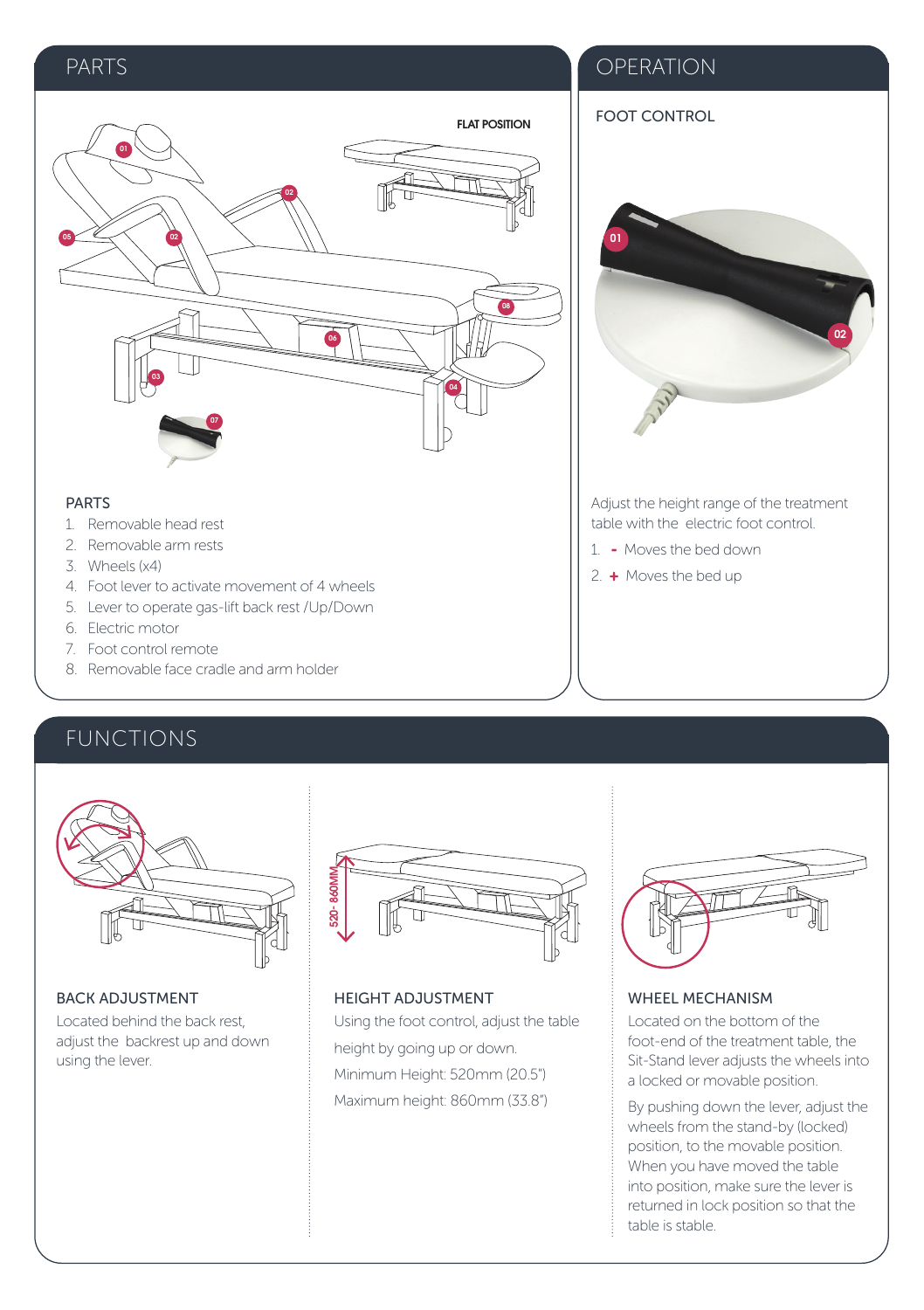## PARTS

FLAT POSITION

### PARTS

1. Removable head rest
2. Removable arm rests
3. Wheels (x4)
4. Foot lever to activate movement of 4 wheels
5. Lever to operate gas-lift back rest /Up/Down
6. Electric motor
7. Foot control remote
8. Removable face cradle and arm holder

## OPERATION

### FOOT CONTROL

Adjust the height range of the treatment table with the electric foot control.

1. **-** Moves the bed down
2. **+** Moves the bed up

## FUNCTIONS

### BACK ADJUSTMENT

Located behind the back rest, adjust the backrest up and down using the lever.

### HEIGHT ADJUSTMENT

520 - 860MM

Using the foot control, adjust the table height by going up or down.

Minimum Height: 520mm (20.5")

Maximum height: 860mm (33.8")

### WHEEL MECHANISM

Located on the bottom of the foot-end of the treatment table, the Sit-Stand lever adjusts the wheels into a locked or movable position.

By pushing down the lever, adjust the wheels from the stand-by (locked) position, to the movable position. When you have moved the table into position, make sure the lever is returned in lock position so that the table is stable.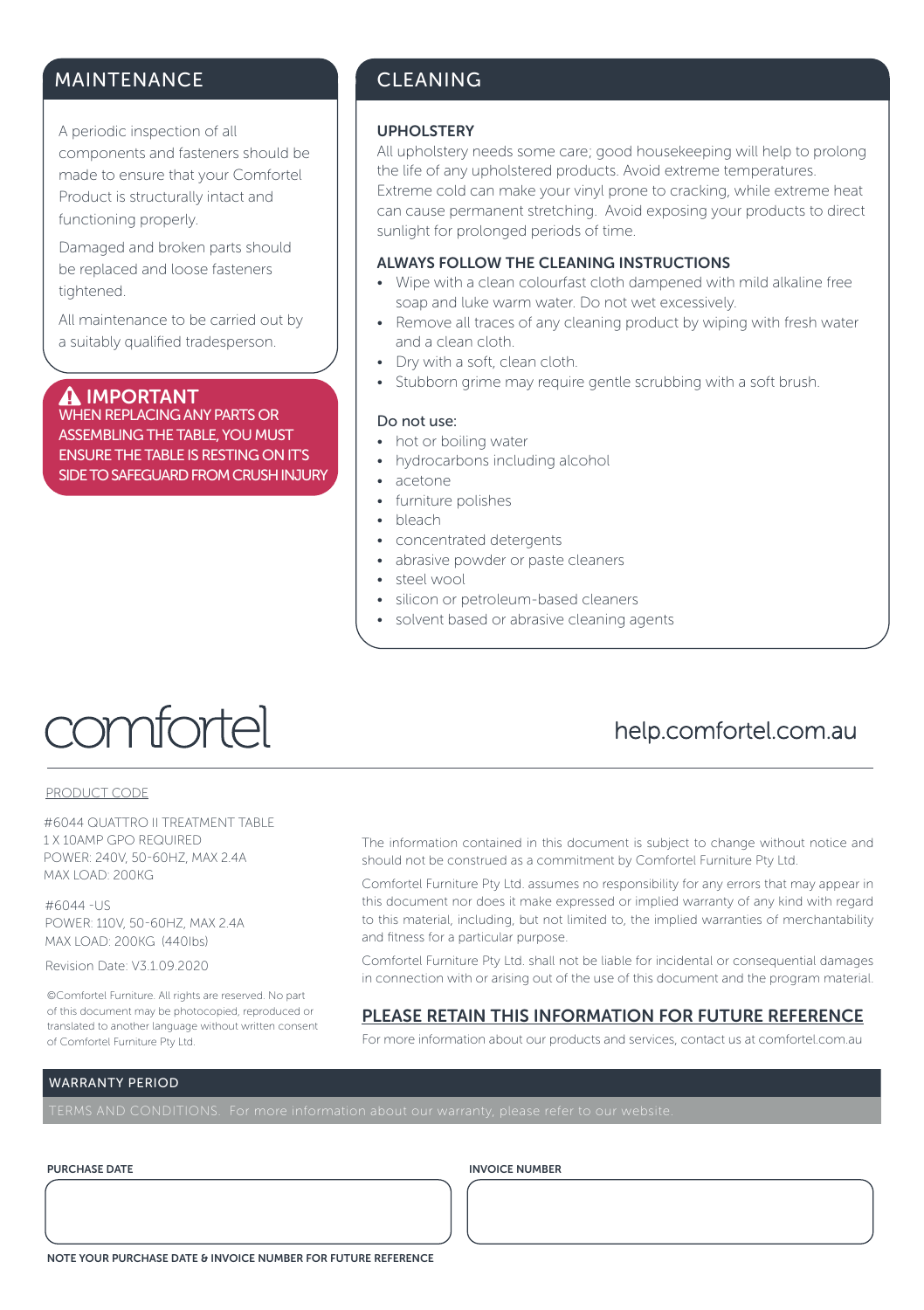## MAINTENANCE

A periodic inspection of all components and fasteners should be made to ensure that your Comfortel Product is structurally intact and functioning properly.

Damaged and broken parts should be replaced and loose fasteners tightened.

All maintenance to be carried out by a suitably qualified tradesperson.

**⚠ IMPORTANT**

**WHEN REPLACING ANY PARTS OR ASSEMBLING THE TABLE, YOU MUST ENSURE THE TABLE IS RESTING ON IT'S SIDE TO SAFEGUARD FROM CRUSH INJURY**

## CLEANING

### UPHOLSTERY

All upholstery needs some care; good housekeeping will help to prolong the life of any upholstered products. Avoid extreme temperatures. Extreme cold can make your vinyl prone to cracking, while extreme heat can cause permanent stretching. Avoid exposing your products to direct sunlight for prolonged periods of time.

### ALWAYS FOLLOW THE CLEANING INSTRUCTIONS

- Wipe with a clean colourfast cloth dampened with mild alkaline free soap and luke warm water. Do not wet excessively.
- Remove all traces of any cleaning product by wiping with fresh water and a clean cloth.
- Dry with a soft, clean cloth.
- Stubborn grime may require gentle scrubbing with a soft brush.

Do not use:

- hot or boiling water
- hydrocarbons including alcohol
- acetone
- furniture polishes
- bleach
- concentrated detergents
- abrasive powder or paste cleaners
- steel wool
- silicon or petroleum-based cleaners
- solvent based or abrasive cleaning agents

comfortel

help.comfortel.com.au

PRODUCT CODE

#6044 QUATTRO II TREATMENT TABLE
1 X 10AMP GPO REQUIRED
POWER: 240V, 50-60HZ, MAX 2.4A
MAX LOAD: 200KG

#6044 -US
POWER: 110V, 50-60HZ, MAX 2.4A
MAX LOAD: 200KG (440lbs)

Revision Date: V3.1.09.2020

©Comfortel Furniture. All rights are reserved. No part of this document may be photocopied, reproduced or translated to another language without written consent of Comfortel Furniture Pty Ltd.

The information contained in this document is subject to change without notice and should not be construed as a commitment by Comfortel Furniture Pty Ltd.

Comfortel Furniture Pty Ltd. assumes no responsibility for any errors that may appear in this document nor does it make expressed or implied warranty of any kind with regard to this material, including, but not limited to, the implied warranties of merchantability and fitness for a particular purpose.

Comfortel Furniture Pty Ltd. shall not be liable for incidental or consequential damages in connection with or arising out of the use of this document and the program material.

**PLEASE RETAIN THIS INFORMATION FOR FUTURE REFERENCE**

For more information about our products and services, contact us at comfortel.com.au

## WARRANTY PERIOD

TERMS AND CONDITIONS. For more information about our warranty, please refer to our website.

| PURCHASE DATE | INVOICE NUMBER |
| --- | --- |
| | |

NOTE YOUR PURCHASE DATE & INVOICE NUMBER FOR FUTURE REFERENCE